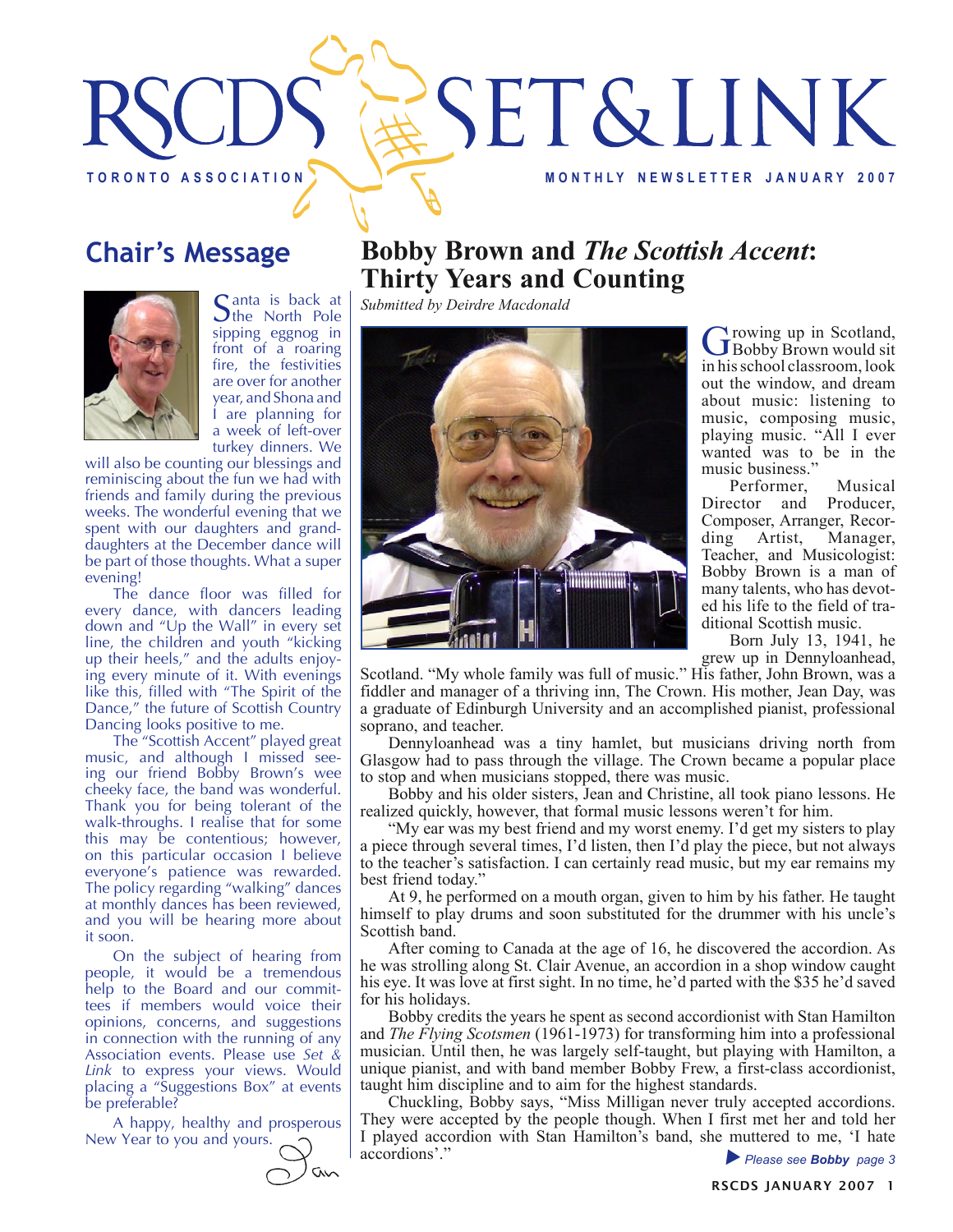# RSCDS SET & LINK

TORONTO ASSOCIATION

MONTHLY NEWSLETTER JANUARY 2007

## Chair's Message

Santa is back at the North Pole sipping eggnog in front of a roaring fire, the festivities are over for another year, and Shona and I are planning for a week of left-over turkey dinners. We will also be counting our blessings and reminiscing about the fun we had with friends and family during the previous weeks. The wonderful evening that we spent with our daughters and granddaughters at the December dance will be part of those thoughts. What a super evening!

The dance floor was filled for every dance, with dancers leading down and "Up the Wall" in every set line, the children and youth "kicking up their heels," and the adults enjoying every minute of it. With evenings like this, filled with "The Spirit of the Dance," the future of Scottish Country Dancing looks positive to me.

The "Scottish Accent" played great music, and although I missed seeing our friend Bobby Brown's wee cheeky face, the band was wonderful. Thank you for being tolerant of the walk-throughs. I realise that for some this may be contentious; however, on this particular occasion I believe everyone's patience was rewarded. The policy regarding "walking" dances at monthly dances has been reviewed, and you will be hearing more about it soon.

On the subject of hearing from people, it would be a tremendous help to the Board and our committees if members would voice their opinions, concerns, and suggestions in connection with the running of any Association events. Please use *Set & Link* to express your views. Would placing a "Suggestions Box" at events be preferable?

A happy, healthy and prosperous New Year to you and yours.

Ian

## Bobby Brown and *The Scottish Accent*: Thirty Years and Counting

*Submitted by Deirdre Macdonald*

Growing up in Scotland, Bobby Brown would sit in his school classroom, look out the window, and dream about music: listening to music, composing music, playing music. "All I ever wanted was to be in the music business."

Performer, Musical Director and Producer, Composer, Arranger, Recording Artist, Manager, Teacher, and Musicologist: Bobby Brown is a man of many talents, who has devoted his life to the field of traditional Scottish music.

Born July 13, 1941, he grew up in Dennyloanhead, Scotland. "My whole family was full of music." His father, John Brown, was a fiddler and manager of a thriving inn, The Crown. His mother, Jean Day, was a graduate of Edinburgh University and an accomplished pianist, professional soprano, and teacher.

Dennyloanhead was a tiny hamlet, but musicians driving north from Glasgow had to pass through the village. The Crown became a popular place to stop and when musicians stopped, there was music.

Bobby and his older sisters, Jean and Christine, all took piano lessons. He realized quickly, however, that formal music lessons weren't for him.

"My ear was my best friend and my worst enemy. I'd get my sisters to play a piece through several times, I'd listen, then I'd play the piece, but not always to the teacher's satisfaction. I can certainly read music, but my ear remains my best friend today."

At 9, he performed on a mouth organ, given to him by his father. He taught himself to play drums and soon substituted for the drummer with his uncle's Scottish band.

After coming to Canada at the age of 16, he discovered the accordion. As he was strolling along St. Clair Avenue, an accordion in a shop window caught his eye. It was love at first sight. In no time, he'd parted with the $35 he'd saved for his holidays.

Bobby credits the years he spent as second accordionist with Stan Hamilton and *The Flying Scotsmen* (1961-1973) for transforming him into a professional musician. Until then, he was largely self-taught, but playing with Hamilton, a unique pianist, and with band member Bobby Frew, a first-class accordionist, taught him discipline and to aim for the highest standards.

Chuckling, Bobby says, "Miss Milligan never truly accepted accordions. They were accepted by the people though. When I first met her and told her I played accordion with Stan Hamilton's band, she muttered to me, 'I hate accordions'."

*Please see **Bobby** page 3*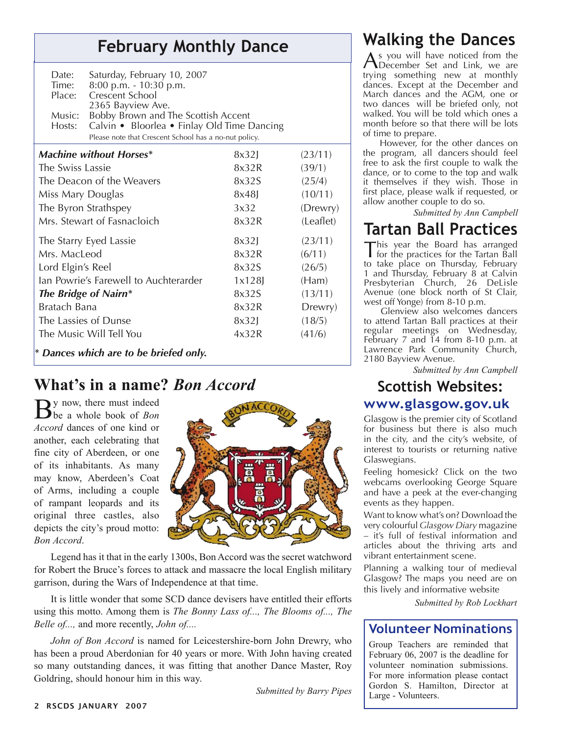## February Monthly Dance

Date: Saturday, February 10, 2007
Time: 8:00 p.m. - 10:30 p.m.
Place: Crescent School
2365 Bayview Ave.
Music: Bobby Brown and The Scottish Accent
Hosts: Calvin • Bloorlea • Finlay Old Time Dancing

Please note that Crescent School has a no-nut policy.

| Dance | Type | Source |
|---|---|---|
| ***Machine without Horses**** | 8x32J | (23/11) |
| The Swiss Lassie | 8x32R | (39/1) |
| The Deacon of the Weavers | 8x32S | (25/4) |
| Miss Mary Douglas | 8x48J | (10/11) |
| The Byron Strathspey | 3x32 | (Drewry) |
| Mrs. Stewart of Fasnacloich | 8x32R | (Leaflet) |
| The Starry Eyed Lassie | 8x32J | (23/11) |
| Mrs. MacLeod | 8x32R | (6/11) |
| Lord Elgin's Reel | 8x32S | (26/5) |
| Ian Powrie's Farewell to Auchterarder | 1x128J | (Ham) |
| ***The Bridge of Nairn**** | 8x32S | (13/11) |
| Bratach Bana | 8x32R | Drewry) |
| The Lassies of Dunse | 8x32J | (18/5) |
| The Music Will Tell You | 4x32R | (41/6) |

*** Dances which are to be briefed only.**

## What's in a name? *Bon Accord*

By now, there must indeed be a whole book of *Bon Accord* dances of one kind or another, each celebrating that fine city of Aberdeen, or one of its inhabitants. As many may know, Aberdeen's Coat of Arms, including a couple of rampant leopards and its original three castles, also depicts the city's proud motto: *Bon Accord*.

Legend has it that in the early 1300s, Bon Accord was the secret watchword for Robert the Bruce's forces to attack and massacre the local English military garrison, during the Wars of Independence at that time.

It is little wonder that some SCD dance devisers have entitled their efforts using this motto. Among them is *The Bonny Lass of..., The Blooms of..., The Belle of...,* and more recently, *John of....*

*John of Bon Accord* is named for Leicestershire-born John Drewry, who has been a proud Aberdonian for 40 years or more. With John having created so many outstanding dances, it was fitting that another Dance Master, Roy Goldring, should honour him in this way.

*Submitted by Barry Pipes*

## Walking the Dances

As you will have noticed from the December Set and Link, we are trying something new at monthly dances. Except at the December and March dances and the AGM, one or two dances will be briefed only, not walked. You will be told which ones a month before so that there will be lots of time to prepare.

However, for the other dances on the program, all dancers should feel free to ask the first couple to walk the dance, or to come to the top and walk it themselves if they wish. Those in first place, please walk if requested, or allow another couple to do so.

*Submitted by Ann Campbell*

## Tartan Ball Practices

This year the Board has arranged for the practices for the Tartan Ball to take place on Thursday, February 1 and Thursday, February 8 at Calvin Presbyterian Church, 26 DeLisle Avenue (one block north of St Clair, west off Yonge) from 8-10 p.m.

Glenview also welcomes dancers to attend Tartan Ball practices at their regular meetings on Wednesday, February 7 and 14 from 8-10 p.m. at Lawrence Park Community Church, 2180 Bayview Avenue.

*Submitted by Ann Campbell*

## Scottish Websites:

### www.glasgow.gov.uk

Glasgow is the premier city of Scotland for business but there is also much in the city, and the city's website, of interest to tourists or returning native Glaswegians.

Feeling homesick? Click on the two webcams overlooking George Square and have a peek at the ever-changing events as they happen.

Want to know what's on? Download the very colourful *Glasgow Diary* magazine – it's full of festival information and articles about the thriving arts and vibrant entertainment scene.

Planning a walking tour of medieval Glasgow? The maps you need are on this lively and informative website

*Submitted by Rob Lockhart*

## Volunteer Nominations

Group Teachers are reminded that February 06, 2007 is the deadline for volunteer nomination submissions. For more information please contact Gordon S. Hamilton, Director at Large - Volunteers.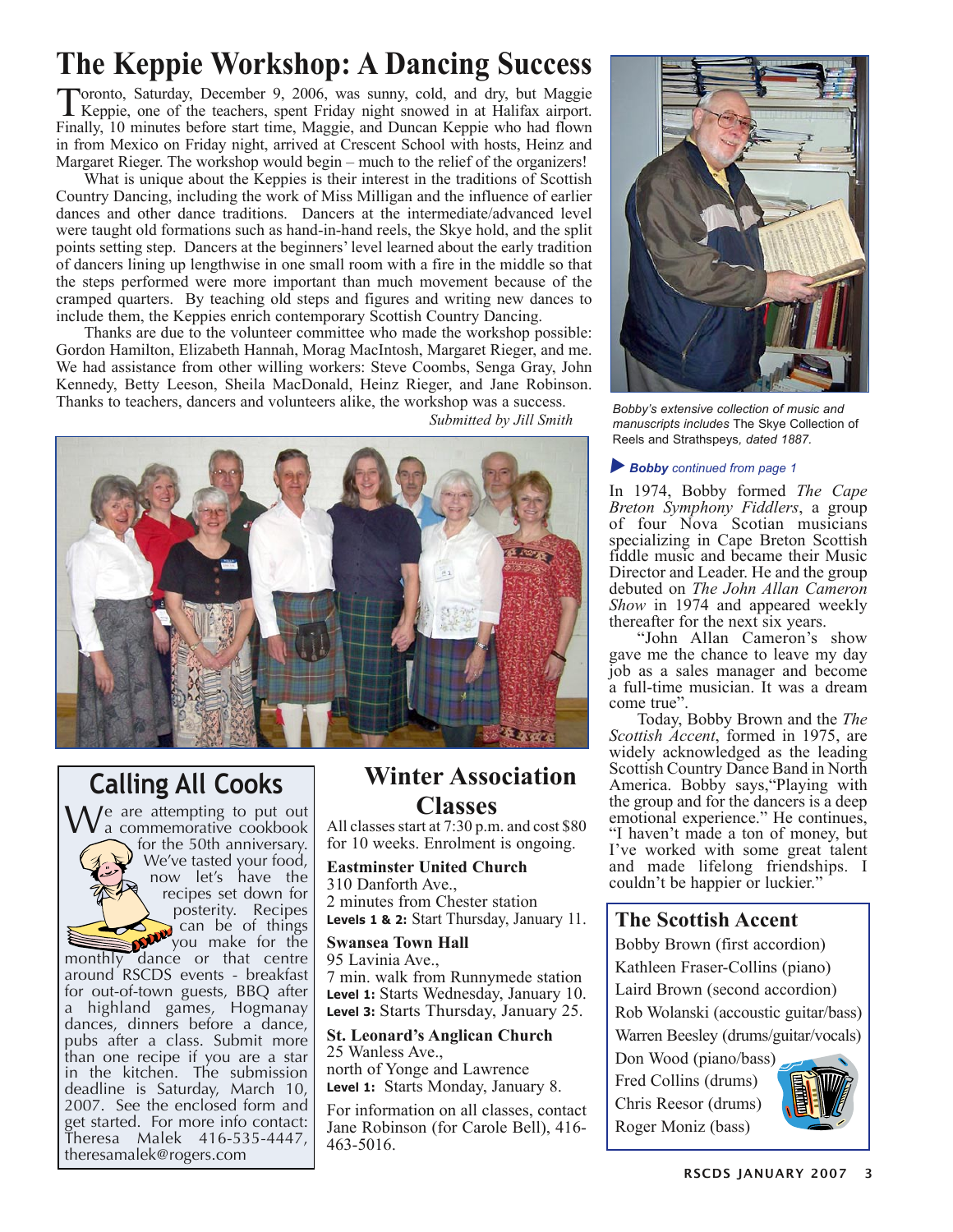# The Keppie Workshop: A Dancing Success

Toronto, Saturday, December 9, 2006, was sunny, cold, and dry, but Maggie Keppie, one of the teachers, spent Friday night snowed in at Halifax airport. Finally, 10 minutes before start time, Maggie, and Duncan Keppie who had flown in from Mexico on Friday night, arrived at Crescent School with hosts, Heinz and Margaret Rieger. The workshop would begin – much to the relief of the organizers!

What is unique about the Keppies is their interest in the traditions of Scottish Country Dancing, including the work of Miss Milligan and the influence of earlier dances and other dance traditions. Dancers at the intermediate/advanced level were taught old formations such as hand-in-hand reels, the Skye hold, and the split points setting step. Dancers at the beginners' level learned about the early tradition of dancers lining up lengthwise in one small room with a fire in the middle so that the steps performed were more important than much movement because of the cramped quarters. By teaching old steps and figures and writing new dances to include them, the Keppies enrich contemporary Scottish Country Dancing.

Thanks are due to the volunteer committee who made the workshop possible: Gordon Hamilton, Elizabeth Hannah, Morag MacIntosh, Margaret Rieger, and me. We had assistance from other willing workers: Steve Coombs, Senga Gray, John Kennedy, Betty Leeson, Sheila MacDonald, Heinz Rieger, and Jane Robinson. Thanks to teachers, dancers and volunteers alike, the workshop was a success.

*Submitted by Jill Smith*

## Calling All Cooks

We are attempting to put out a commemorative cookbook for the 50th anniversary. We've tasted your food, now let's have the recipes set down for posterity. Recipes can be of things you make for the monthly dance or that centre around RSCDS events - breakfast for out-of-town guests, BBQ after a highland games, Hogmanay dances, dinners before a dance, pubs after a class. Submit more than one recipe if you are a star in the kitchen. The submission deadline is Saturday, March 10, 2007. See the enclosed form and get started. For more info contact: Theresa Malek 416-535-4447, theresamalek@rogers.com

## Winter Association Classes

All classes start at 7:30 p.m. and cost $80 for 10 weeks. Enrolment is ongoing.

**Eastminster United Church**
310 Danforth Ave.,
2 minutes from Chester station
**Levels 1 & 2:** Start Thursday, January 11.

**Swansea Town Hall**
95 Lavinia Ave.,
7 min. walk from Runnymede station
**Level 1:** Starts Wednesday, January 10.
**Level 3:** Starts Thursday, January 25.

**St. Leonard's Anglican Church**
25 Wanless Ave.,
north of Yonge and Lawrence
**Level 1:** Starts Monday, January 8.

For information on all classes, contact Jane Robinson (for Carole Bell), 416-463-5016.

*Bobby's extensive collection of music and manuscripts includes* The Skye Collection of Reels and Strathspeys*, dated 1887.*

***Bobby** continued from page 1*

In 1974, Bobby formed *The Cape Breton Symphony Fiddlers*, a group of four Nova Scotian musicians specializing in Cape Breton Scottish fiddle music and became their Music Director and Leader. He and the group debuted on *The John Allan Cameron Show* in 1974 and appeared weekly thereafter for the next six years.

"John Allan Cameron's show gave me the chance to leave my day job as a sales manager and become a full-time musician. It was a dream come true".

Today, Bobby Brown and the *The Scottish Accent*, formed in 1975, are widely acknowledged as the leading Scottish Country Dance Band in North America. Bobby says,"Playing with the group and for the dancers is a deep emotional experience." He continues, "I haven't made a ton of money, but I've worked with some great talent and made lifelong friendships. I couldn't be happier or luckier."

## The Scottish Accent

Bobby Brown (first accordion)
Kathleen Fraser-Collins (piano)
Laird Brown (second accordion)
Rob Wolanski (accoustic guitar/bass)
Warren Beesley (drums/guitar/vocals)
Don Wood (piano/bass)
Fred Collins (drums)
Chris Reesor (drums)
Roger Moniz (bass)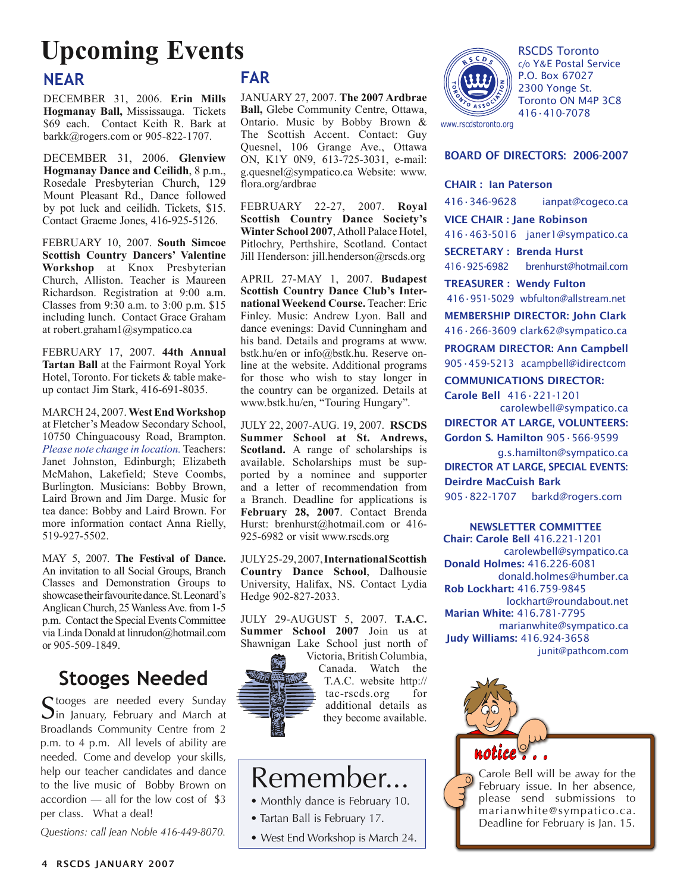# Upcoming Events

## NEAR

DECEMBER 31, 2006. **Erin Mills Hogmanay Ball,** Mississauga. Tickets $69 each. Contact Keith R. Bark at barkk@rogers.com or 905-822-1707.

DECEMBER 31, 2006. **Glenview Hogmanay Dance and Ceilidh**, 8 p.m., Rosedale Presbyterian Church, 129 Mount Pleasant Rd., Dance followed by pot luck and ceilidh. Tickets, $15. Contact Graeme Jones, 416-925-5126.

FEBRUARY 10, 2007. **South Simcoe Scottish Country Dancers' Valentine Workshop** at Knox Presbyterian Church, Alliston. Teacher is Maureen Richardson. Registration at 9:00 a.m. Classes from 9:30 a.m. to 3:00 p.m. $15 including lunch. Contact Grace Graham at robert.graham1@sympatico.ca

FEBRUARY 17, 2007. **44th Annual Tartan Ball** at the Fairmont Royal York Hotel, Toronto. For tickets & table make-up contact Jim Stark, 416-691-8035.

MARCH 24, 2007. **West End Workshop** at Fletcher's Meadow Secondary School, 10750 Chinguacousy Road, Brampton. *Please note change in location.* Teachers: Janet Johnston, Edinburgh; Elizabeth McMahon, Lakefield; Steve Coombs, Burlington. Musicians: Bobby Brown, Laird Brown and Jim Darge. Music for tea dance: Bobby and Laird Brown. For more information contact Anna Rielly, 519-927-5502.

MAY 5, 2007. **The Festival of Dance.** An invitation to all Social Groups, Branch Classes and Demonstration Groups to showcase their favourite dance. St. Leonard's Anglican Church, 25 Wanless Ave. from 1-5 p.m. Contact the Special Events Committee via Linda Donald at linrudon@hotmail.com or 905-509-1849.

## Stooges Needed

Stooges are needed every Sunday in January, February and March at Broadlands Community Centre from 2 p.m. to 4 p.m. All levels of ability are needed. Come and develop your skills, help our teacher candidates and dance to the live music of Bobby Brown on accordion — all for the low cost of $3 per class. What a deal!

*Questions: call Jean Noble 416-449-8070.*

## FAR

JANUARY 27, 2007. **The 2007 Ardbrae Ball,** Glebe Community Centre, Ottawa, Ontario. Music by Bobby Brown & The Scottish Accent. Contact: Guy Quesnel, 106 Grange Ave., Ottawa ON, K1Y 0N9, 613-725-3031, e-mail: g.quesnel@sympatico.ca Website: www.flora.org/ardbrae

FEBRUARY 22-27, 2007. **Royal Scottish Country Dance Society's Winter School 2007**, Atholl Palace Hotel, Pitlochry, Perthshire, Scotland. Contact Jill Henderson: jill.henderson@rscds.org

APRIL 27-MAY 1, 2007. **Budapest Scottish Country Dance Club's International Weekend Course.** Teacher: Eric Finley. Music: Andrew Lyon. Ball and dance evenings: David Cunningham and his band. Details and programs at www.bstk.hu/en or info@bstk.hu. Reserve on-line at the website. Additional programs for those who wish to stay longer in the country can be organized. Details at www.bstk.hu/en, "Touring Hungary".

JULY 22, 2007-AUG. 19, 2007. **RSCDS Summer School at St. Andrews, Scotland.** A range of scholarships is available. Scholarships must be supported by a nominee and supporter and a letter of recommendation from a Branch. Deadline for applications is **February 28, 2007**. Contact Brenda Hurst: brenhurst@hotmail.com or 416-925-6982 or visit www.rscds.org

JULY 25-29, 2007, **International Scottish Country Dance School**, Dalhousie University, Halifax, NS. Contact Lydia Hedge 902-827-2033.

JULY 29-AUGUST 5, 2007. **T.A.C. Summer School 2007** Join us at Shawnigan Lake School just north of Victoria, British Columbia, Canada. Watch the T.A.C. website http://tac-rscds.org for additional details as they become available.

## Remember...

- Monthly dance is February 10.
- Tartan Ball is February 17.
- West End Workshop is March 24.

RSCDS Toronto
c/o Y&E Postal Service
P.O. Box 67027
2300 Yonge St.
Toronto ON M4P 3C8
416·410-7078

www.rscdstoronto.org

### BOARD OF DIRECTORS: 2006-2007

**CHAIR : Ian Paterson**
416·346-9628 ianpat@cogeco.ca

**VICE CHAIR : Jane Robinson**
416·463-5016 janer1@sympatico.ca

**SECRETARY : Brenda Hurst**
416·925-6982 brenhurst@hotmail.com

**TREASURER : Wendy Fulton**
416·951-5029 wbfulton@allstream.net

**MEMBERSHIP DIRECTOR: John Clark**
416·266-3609 clark62@sympatico.ca

**PROGRAM DIRECTOR: Ann Campbell**
905·459-5213 acampbell@idirectcom

**COMMUNICATIONS DIRECTOR:**
**Carole Bell** 416·221-1201
carolewbell@sympatico.ca

**DIRECTOR AT LARGE, VOLUNTEERS:**
**Gordon S. Hamilton** 905·566-9599
g.s.hamilton@sympatico.ca

**DIRECTOR AT LARGE, SPECIAL EVENTS:**
**Deirdre MacCuish Bark**
905·822-1707 barkd@rogers.com

### NEWSLETTER COMMITTEE

**Chair: Carole Bell** 416.221-1201
carolewbell@sympatico.ca
**Donald Holmes:** 416.226-6081
donald.holmes@humber.ca
**Rob Lockhart:** 416.759-9845
lockhart@roundabout.net
**Marian White:** 416.781-7795
marianwhite@sympatico.ca
**Judy Williams:** 416.924-3658
junit@pathcom.com

*notice . . .*

Carole Bell will be away for the February issue. In her absence, please send submissions to marianwhite@sympatico.ca. Deadline for February is Jan. 15.